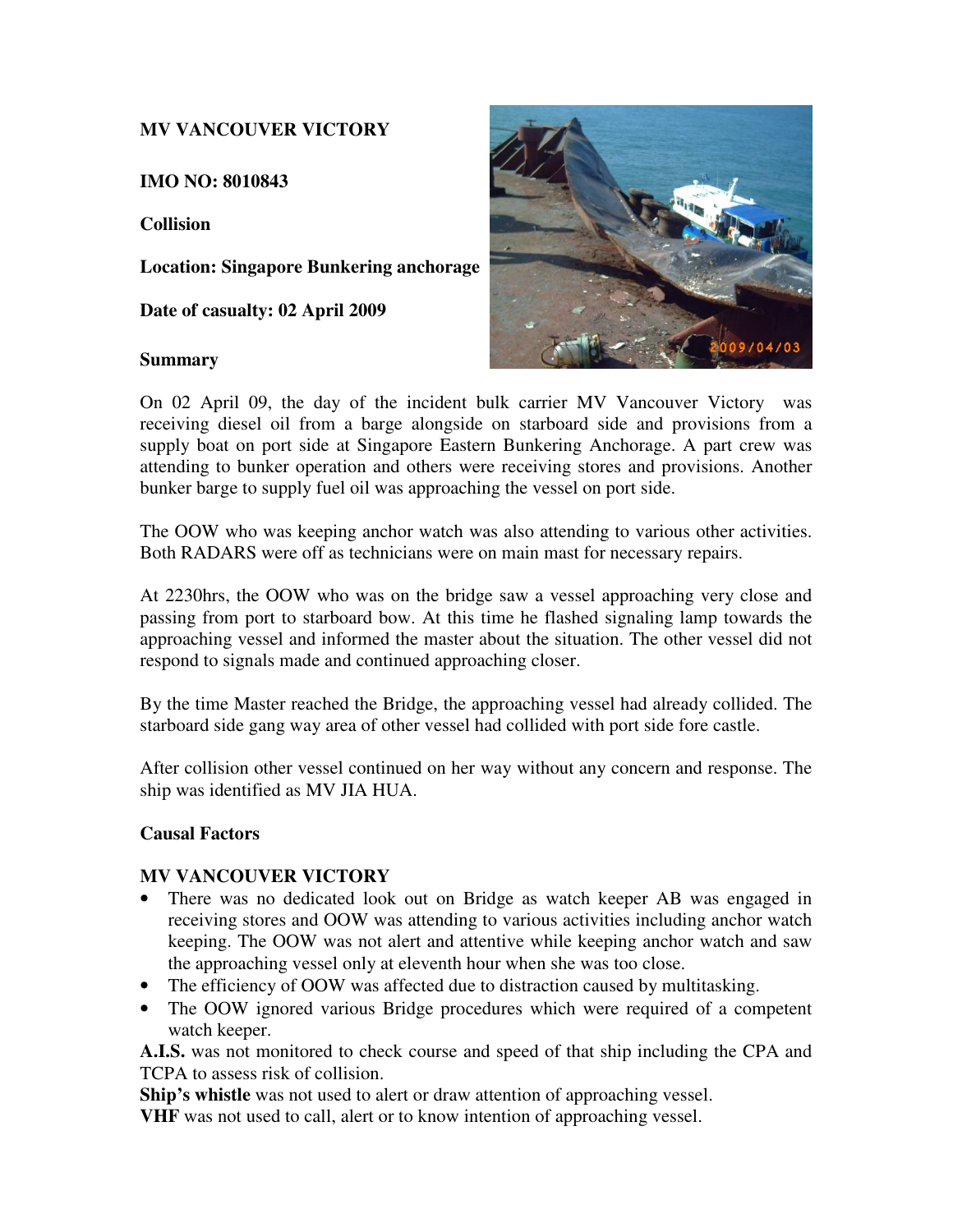**MV VANCOUVER VICTORY**

**IMO NO: 8010843**

**Collision**

**Location: Singapore Bunkering anchorage**

**Date of casualty: 02 April 2009**

**Summary**

On 02 April 09, the day of the incident bulk carrier MV Vancouver Victory was receiving diesel oil from a barge alongside on starboard side and provisions from a supply boat on port side at Singapore Eastern Bunkering Anchorage. A part crew was attending to bunker operation and others were receiving stores and provisions. Another bunker barge to supply fuel oil was approaching the vessel on port side.

The OOW who was keeping anchor watch was also attending to various other activities. Both RADARS were off as technicians were on main mast for necessary repairs.

At 2230hrs, the OOW who was on the bridge saw a vessel approaching very close and passing from port to starboard bow. At this time he flashed signaling lamp towards the approaching vessel and informed the master about the situation. The other vessel did not respond to signals made and continued approaching closer.

By the time Master reached the Bridge, the approaching vessel had already collided. The starboard side gang way area of other vessel had collided with port side fore castle.

After collision other vessel continued on her way without any concern and response. The ship was identified as MV JIA HUA.

**Causal Factors**

**MV VANCOUVER VICTORY**

- There was no dedicated look out on Bridge as watch keeper AB was engaged in receiving stores and OOW was attending to various activities including anchor watch keeping. The OOW was not alert and attentive while keeping anchor watch and saw the approaching vessel only at eleventh hour when she was too close.
- The efficiency of OOW was affected due to distraction caused by multitasking.
- The OOW ignored various Bridge procedures which were required of a competent watch keeper.

**A.I.S.** was not monitored to check course and speed of that ship including the CPA and TCPA to assess risk of collision.

**Ship's whistle** was not used to alert or draw attention of approaching vessel.

**VHF** was not used to call, alert or to know intention of approaching vessel.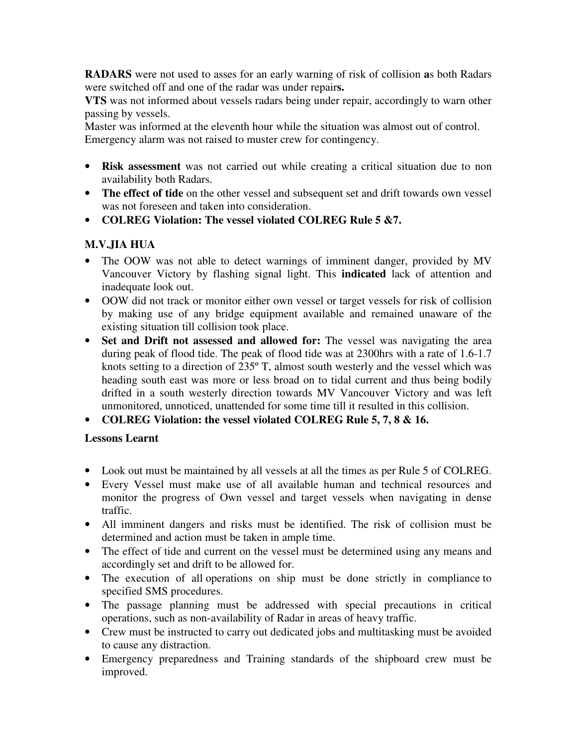**RADARS** were not used to asses for an early warning of risk of collision **a**s both Radars were switched off and one of the radar was under repair**s.**

**VTS** was not informed about vessels radars being under repair, accordingly to warn other passing by vessels.

Master was informed at the eleventh hour while the situation was almost out of control.

Emergency alarm was not raised to muster crew for contingency.

- **Risk assessment** was not carried out while creating a critical situation due to non availability both Radars.
- **The effect of tide** on the other vessel and subsequent set and drift towards own vessel was not foreseen and taken into consideration.
- **COLREG Violation: The vessel violated COLREG Rule 5 &7.**

**M.V.JIA HUA**

- The OOW was not able to detect warnings of imminent danger, provided by MV Vancouver Victory by flashing signal light. This **indicated** lack of attention and inadequate look out.
- OOW did not track or monitor either own vessel or target vessels for risk of collision by making use of any bridge equipment available and remained unaware of the existing situation till collision took place.
- **Set and Drift not assessed and allowed for:** The vessel was navigating the area during peak of flood tide. The peak of flood tide was at 2300hrs with a rate of 1.6-1.7 knots setting to a direction of 235º T, almost south westerly and the vessel which was heading south east was more or less broad on to tidal current and thus being bodily drifted in a south westerly direction towards MV Vancouver Victory and was left unmonitored, unnoticed, unattended for some time till it resulted in this collision.
- **COLREG Violation: the vessel violated COLREG Rule 5, 7, 8 & 16.**

**Lessons Learnt**

- Look out must be maintained by all vessels at all the times as per Rule 5 of COLREG.
- Every Vessel must make use of all available human and technical resources and monitor the progress of Own vessel and target vessels when navigating in dense traffic.
- All imminent dangers and risks must be identified. The risk of collision must be determined and action must be taken in ample time.
- The effect of tide and current on the vessel must be determined using any means and accordingly set and drift to be allowed for.
- The execution of all operations on ship must be done strictly in compliance to specified SMS procedures.
- The passage planning must be addressed with special precautions in critical operations, such as non-availability of Radar in areas of heavy traffic.
- Crew must be instructed to carry out dedicated jobs and multitasking must be avoided to cause any distraction.
- Emergency preparedness and Training standards of the shipboard crew must be improved.